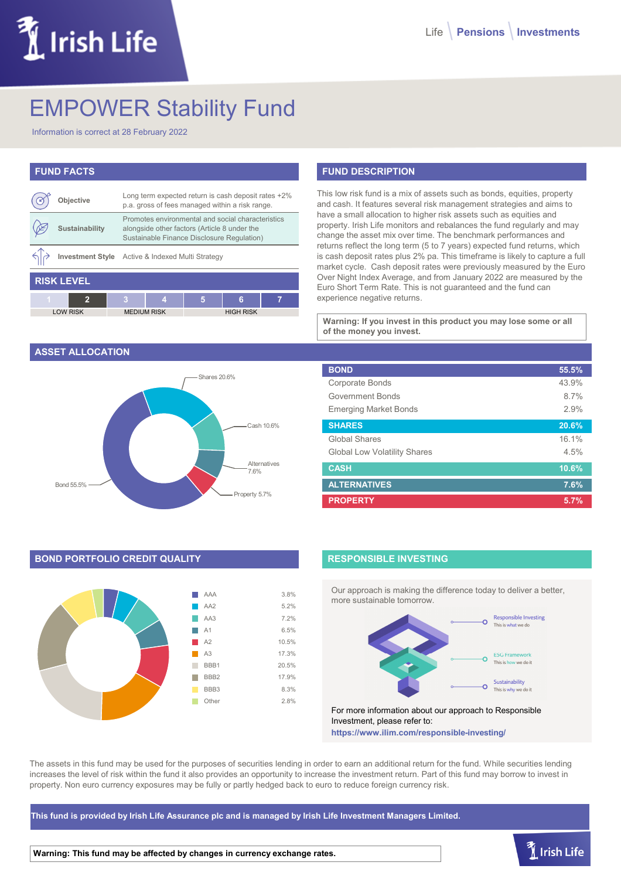# EMPOWER Stability Fund

Information is correct at 28 February 2022

## FUND FACTS

| | |
|---|---|
| **Objective** | Long term expected return is cash deposit rates +2% p.a. gross of fees managed within a risk range. |
| **Sustainability** | Promotes environmental and social characteristics alongside other factors (Article 8 under the Sustainable Finance Disclosure Regulation) |
| **Investment Style** | Active & Indexed Multi Strategy |

## RISK LEVEL

| 1 | 2 | 3 | 4 | 5 | 6 | 7 |
|---|---|---|---|---|---|---|
| LOW RISK | | MEDIUM RISK | | HIGH RISK | | |

## FUND DESCRIPTION

This low risk fund is a mix of assets such as bonds, equities, property and cash. It features several risk management strategies and aims to have a small allocation to higher risk assets such as equities and property. Irish Life monitors and rebalances the fund regularly and may change the asset mix over time. The benchmark performances and returns reflect the long term (5 to 7 years) expected fund returns, which is cash deposit rates plus 2% pa. This timeframe is likely to capture a full market cycle. Cash deposit rates were previously measured by the Euro Over Night Index Average, and from January 2022 are measured by the Euro Short Term Rate. This is not guaranteed and the fund can experience negative returns.

**Warning: If you invest in this product you may lose some or all of the money you invest.**

## ASSET ALLOCATION

Shares 20.6%, Cash 10.6%, Alternatives 7.6%, Property 5.7%, Bond 55.5%

| | |
|---|---|
| **BOND** | **55.5%** |
| Corporate Bonds | 43.9% |
| Government Bonds | 8.7% |
| Emerging Market Bonds | 2.9% |
| **SHARES** | **20.6%** |
| Global Shares | 16.1% |
| Global Low Volatility Shares | 4.5% |
| **CASH** | **10.6%** |
| **ALTERNATIVES** | **7.6%** |
| **PROPERTY** | **5.7%** |

## BOND PORTFOLIO CREDIT QUALITY

| Rating | % |
|---|---|
| AAA | 3.8% |
| AA2 | 5.2% |
| AA3 | 7.2% |
| A1 | 6.5% |
| A2 | 10.5% |
| A3 | 17.3% |
| BBB1 | 20.5% |
| BBB2 | 17.9% |
| BBB3 | 8.3% |
| Other | 2.8% |

## RESPONSIBLE INVESTING

Our approach is making the difference today to deliver a better, more sustainable tomorrow.

- Responsible Investing – This is what we do
- ESG Framework – This is how we do it
- Sustainability – This is why we do it

For more information about our approach to Responsible Investment, please refer to:
https://www.ilim.com/responsible-investing/

The assets in this fund may be used for the purposes of securities lending in order to earn an additional return for the fund. While securities lending increases the level of risk within the fund it also provides an opportunity to increase the investment return. Part of this fund may borrow to invest in property. Non euro currency exposures may be fully or partly hedged back to euro to reduce foreign currency risk.

**This fund is provided by Irish Life Assurance plc and is managed by Irish Life Investment Managers Limited.**

**Warning: This fund may be affected by changes in currency exchange rates.**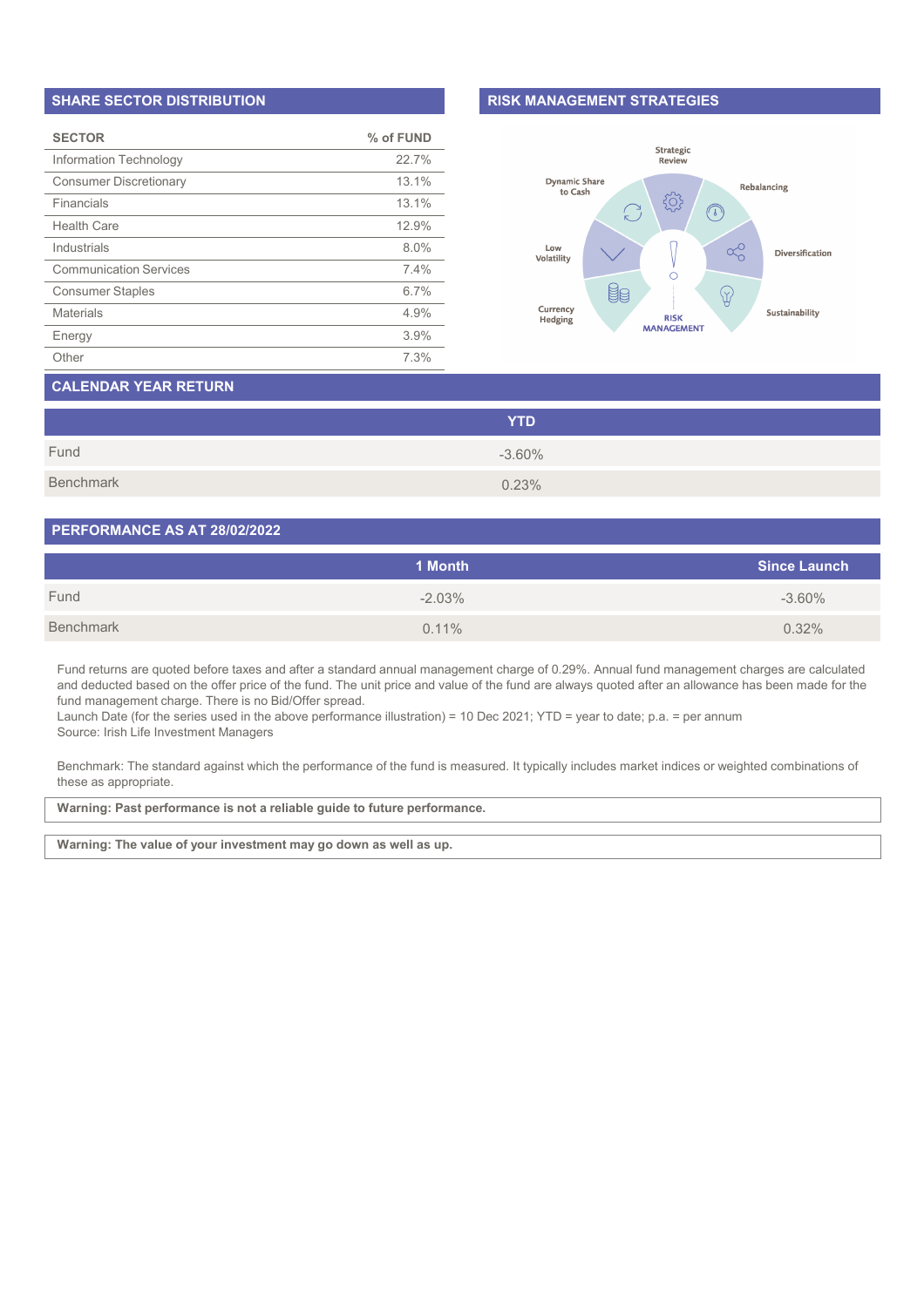## SHARE SECTOR DISTRIBUTION

| SECTOR | % of FUND |
|---|---|
| Information Technology | 22.7% |
| Consumer Discretionary | 13.1% |
| Financials | 13.1% |
| Health Care | 12.9% |
| Industrials | 8.0% |
| Communication Services | 7.4% |
| Consumer Staples | 6.7% |
| Materials | 4.9% |
| Energy | 3.9% |
| Other | 7.3% |

## RISK MANAGEMENT STRATEGIES

- Strategic Review
- Rebalancing
- Diversification
- Sustainability
- Currency Hedging
- Low Volatility
- Dynamic Share to Cash

RISK MANAGEMENT

## CALENDAR YEAR RETURN

| | YTD |
|---|---|
| Fund | -3.60% |
| Benchmark | 0.23% |

## PERFORMANCE AS AT 28/02/2022

| | 1 Month | Since Launch |
|---|---|---|
| Fund | -2.03% | -3.60% |
| Benchmark | 0.11% | 0.32% |

Fund returns are quoted before taxes and after a standard annual management charge of 0.29%. Annual fund management charges are calculated and deducted based on the offer price of the fund. The unit price and value of the fund are always quoted after an allowance has been made for the fund management charge. There is no Bid/Offer spread.
Launch Date (for the series used in the above performance illustration) = 10 Dec 2021; YTD = year to date; p.a. = per annum
Source: Irish Life Investment Managers

Benchmark: The standard against which the performance of the fund is measured. It typically includes market indices or weighted combinations of these as appropriate.

**Warning: Past performance is not a reliable guide to future performance.**

**Warning: The value of your investment may go down as well as up.**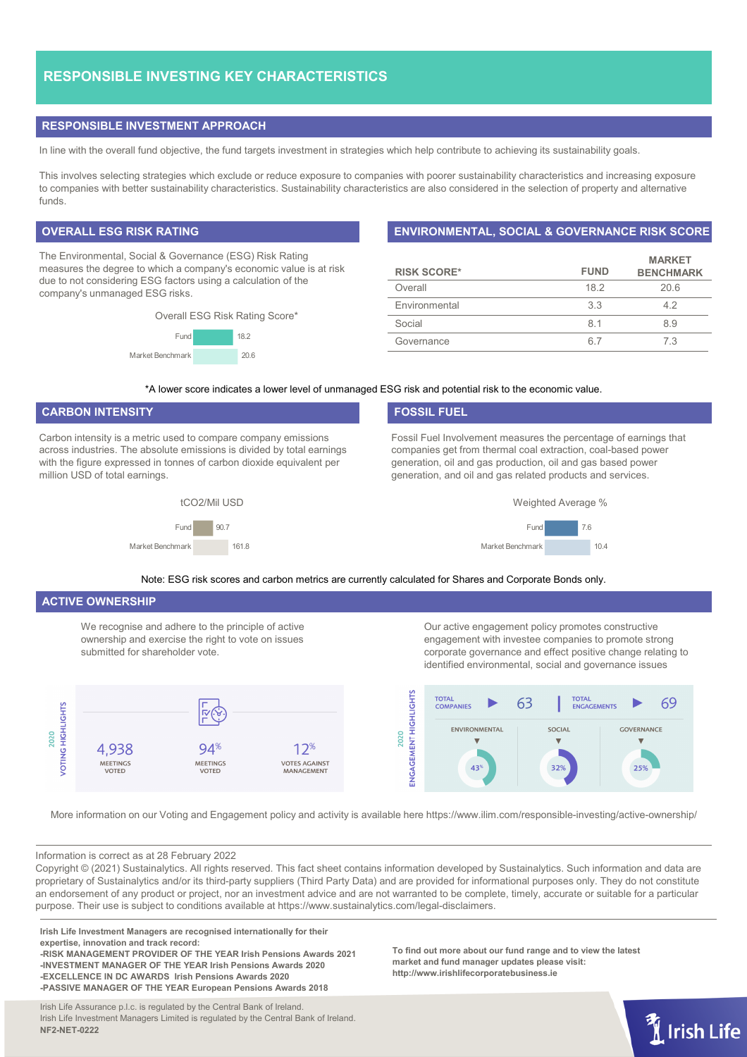# RESPONSIBLE INVESTING KEY CHARACTERISTICS

## RESPONSIBLE INVESTMENT APPROACH

In line with the overall fund objective, the fund targets investment in strategies which help contribute to achieving its sustainability goals.

This involves selecting strategies which exclude or reduce exposure to companies with poorer sustainability characteristics and increasing exposure to companies with better sustainability characteristics. Sustainability characteristics are also considered in the selection of property and alternative funds.

## OVERALL ESG RISK RATING

The Environmental, Social & Governance (ESG) Risk Rating measures the degree to which a company's economic value is at risk due to not considering ESG factors using a calculation of the company's unmanaged ESG risks.

Overall ESG Risk Rating Score*

Fund 18.2

Market Benchmark 20.6

## ENVIRONMENTAL, SOCIAL & GOVERNANCE RISK SCORE

| RISK SCORE* | FUND | MARKET BENCHMARK |
|---|---|---|
| Overall | 18.2 | 20.6 |
| Environmental | 3.3 | 4.2 |
| Social | 8.1 | 8.9 |
| Governance | 6.7 | 7.3 |

*A lower score indicates a lower level of unmanaged ESG risk and potential risk to the economic value.

## CARBON INTENSITY

Carbon intensity is a metric used to compare company emissions across industries. The absolute emissions is divided by total earnings with the figure expressed in tonnes of carbon dioxide equivalent per million USD of total earnings.

tCO2/Mil USD

Fund 90.7

Market Benchmark 161.8

## FOSSIL FUEL

Fossil Fuel Involvement measures the percentage of earnings that companies get from thermal coal extraction, coal-based power generation, oil and gas production, oil and gas based power generation, and oil and gas related products and services.

Weighted Average %

Fund 7.6

Market Benchmark 10.4

Note: ESG risk scores and carbon metrics are currently calculated for Shares and Corporate Bonds only.

## ACTIVE OWNERSHIP

We recognise and adhere to the principle of active ownership and exercise the right to vote on issues submitted for shareholder vote.

Our active engagement policy promotes constructive engagement with investee companies to promote strong corporate governance and effect positive change relating to identified environmental, social and governance issues

2020 VOTING HIGHLIGHTS

4,938 MEETINGS VOTED

94% MEETINGS VOTED

12% VOTES AGAINST MANAGEMENT

2020 ENGAGEMENT HIGHLIGHTS

TOTAL COMPANIES 63

TOTAL ENGAGEMENTS 69

ENVIRONMENTAL 43%

SOCIAL 32%

GOVERNANCE 25%

More information on our Voting and Engagement policy and activity is available here https://www.ilim.com/responsible-investing/active-ownership/

Information is correct as at 28 February 2022

Copyright © (2021) Sustainalytics. All rights reserved. This fact sheet contains information developed by Sustainalytics. Such information and data are proprietary of Sustainalytics and/or its third-party suppliers (Third Party Data) and are provided for informational purposes only. They do not constitute an endorsement of any product or project, nor an investment advice and are not warranted to be complete, timely, accurate or suitable for a particular purpose. Their use is subject to conditions available at https://www.sustainalytics.com/legal-disclaimers.

**Irish Life Investment Managers are recognised internationally for their expertise, innovation and track record:**
**-RISK MANAGEMENT PROVIDER OF THE YEAR Irish Pensions Awards 2021**
**-INVESTMENT MANAGER OF THE YEAR Irish Pensions Awards 2020**
**-EXCELLENCE IN DC AWARDS Irish Pensions Awards 2020**
**-PASSIVE MANAGER OF THE YEAR European Pensions Awards 2018**

**To find out more about our fund range and to view the latest market and fund manager updates please visit: http://www.irishlifecorporatebusiness.ie**

Irish Life Assurance p.l.c. is regulated by the Central Bank of Ireland.
Irish Life Investment Managers Limited is regulated by the Central Bank of Ireland.
**NF2-NET-0222**

Irish Life